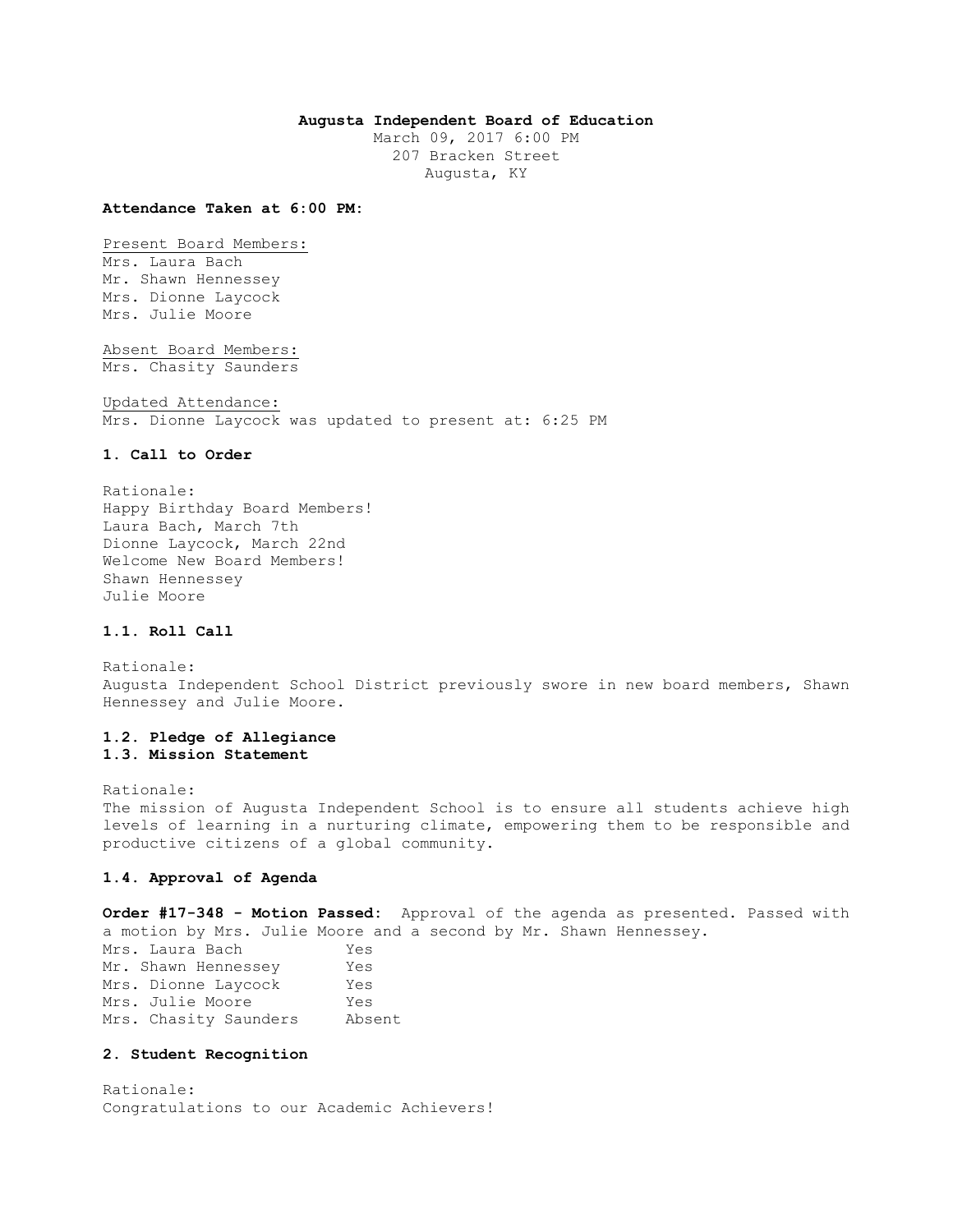**Augusta Independent Board of Education**

March 09, 2017 6:00 PM
207 Bracken Street
Augusta, KY

**Attendance Taken at 6:00 PM:**

Present Board Members:
Mrs. Laura Bach
Mr. Shawn Hennessey
Mrs. Dionne Laycock
Mrs. Julie Moore

Absent Board Members:
Mrs. Chasity Saunders

Updated Attendance:
Mrs. Dionne Laycock was updated to present at: 6:25 PM

### 1. Call to Order

Rationale:
Happy Birthday Board Members!
Laura Bach, March 7th
Dionne Laycock, March 22nd
Welcome New Board Members!
Shawn Hennessey
Julie Moore

### 1.1. Roll Call

Rationale:
Augusta Independent School District previously swore in new board members, Shawn Hennessey and Julie Moore.

### 1.2. Pledge of Allegiance

### 1.3. Mission Statement

Rationale:
The mission of Augusta Independent School is to ensure all students achieve high levels of learning in a nurturing climate, empowering them to be responsible and productive citizens of a global community.

### 1.4. Approval of Agenda

**Order #17-348 - Motion Passed:** Approval of the agenda as presented. Passed with a motion by Mrs. Julie Moore and a second by Mr. Shawn Hennessey.

| | |
|---|---|
| Mrs. Laura Bach | Yes |
| Mr. Shawn Hennessey | Yes |
| Mrs. Dionne Laycock | Yes |
| Mrs. Julie Moore | Yes |
| Mrs. Chasity Saunders | Absent |

### 2. Student Recognition

Rationale:
Congratulations to our Academic Achievers!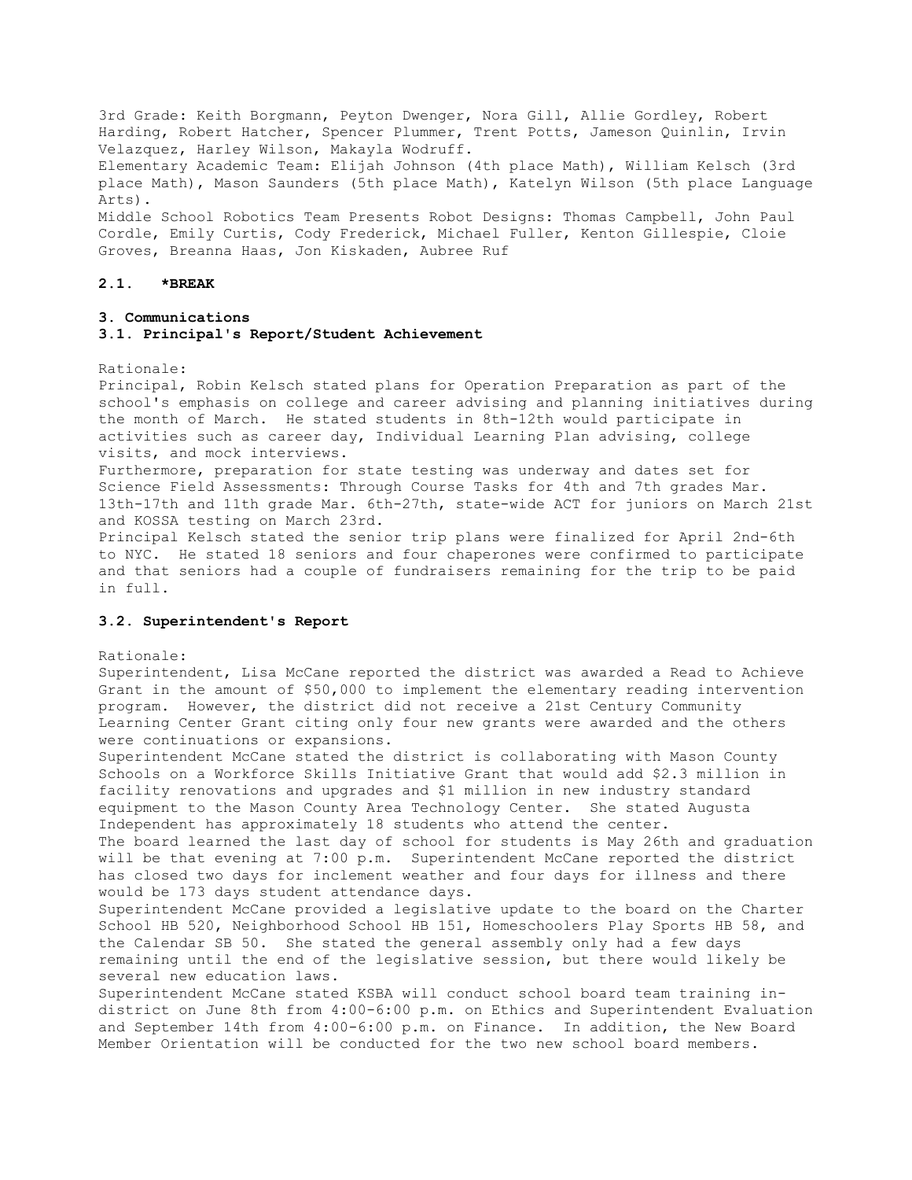3rd Grade: Keith Borgmann, Peyton Dwenger, Nora Gill, Allie Gordley, Robert Harding, Robert Hatcher, Spencer Plummer, Trent Potts, Jameson Quinlin, Irvin Velazquez, Harley Wilson, Makayla Wodruff.
Elementary Academic Team: Elijah Johnson (4th place Math), William Kelsch (3rd place Math), Mason Saunders (5th place Math), Katelyn Wilson (5th place Language Arts).
Middle School Robotics Team Presents Robot Designs: Thomas Campbell, John Paul Cordle, Emily Curtis, Cody Frederick, Michael Fuller, Kenton Gillespie, Cloie Groves, Breanna Haas, Jon Kiskaden, Aubree Ruf

**2.1. *BREAK**

**3. Communications**

**3.1. Principal's Report/Student Achievement**

Rationale:
Principal, Robin Kelsch stated plans for Operation Preparation as part of the school's emphasis on college and career advising and planning initiatives during the month of March. He stated students in 8th-12th would participate in activities such as career day, Individual Learning Plan advising, college visits, and mock interviews.
Furthermore, preparation for state testing was underway and dates set for Science Field Assessments: Through Course Tasks for 4th and 7th grades Mar. 13th-17th and 11th grade Mar. 6th-27th, state-wide ACT for juniors on March 21st and KOSSA testing on March 23rd.
Principal Kelsch stated the senior trip plans were finalized for April 2nd-6th to NYC. He stated 18 seniors and four chaperones were confirmed to participate and that seniors had a couple of fundraisers remaining for the trip to be paid in full.

**3.2. Superintendent's Report**

Rationale:
Superintendent, Lisa McCane reported the district was awarded a Read to Achieve Grant in the amount of $50,000 to implement the elementary reading intervention program. However, the district did not receive a 21st Century Community Learning Center Grant citing only four new grants were awarded and the others were continuations or expansions.
Superintendent McCane stated the district is collaborating with Mason County Schools on a Workforce Skills Initiative Grant that would add $2.3 million in facility renovations and upgrades and $1 million in new industry standard equipment to the Mason County Area Technology Center. She stated Augusta Independent has approximately 18 students who attend the center.
The board learned the last day of school for students is May 26th and graduation will be that evening at 7:00 p.m. Superintendent McCane reported the district has closed two days for inclement weather and four days for illness and there would be 173 days student attendance days.
Superintendent McCane provided a legislative update to the board on the Charter School HB 520, Neighborhood School HB 151, Homeschoolers Play Sports HB 58, and the Calendar SB 50. She stated the general assembly only had a few days remaining until the end of the legislative session, but there would likely be several new education laws.
Superintendent McCane stated KSBA will conduct school board team training in-district on June 8th from 4:00-6:00 p.m. on Ethics and Superintendent Evaluation and September 14th from 4:00-6:00 p.m. on Finance. In addition, the New Board Member Orientation will be conducted for the two new school board members.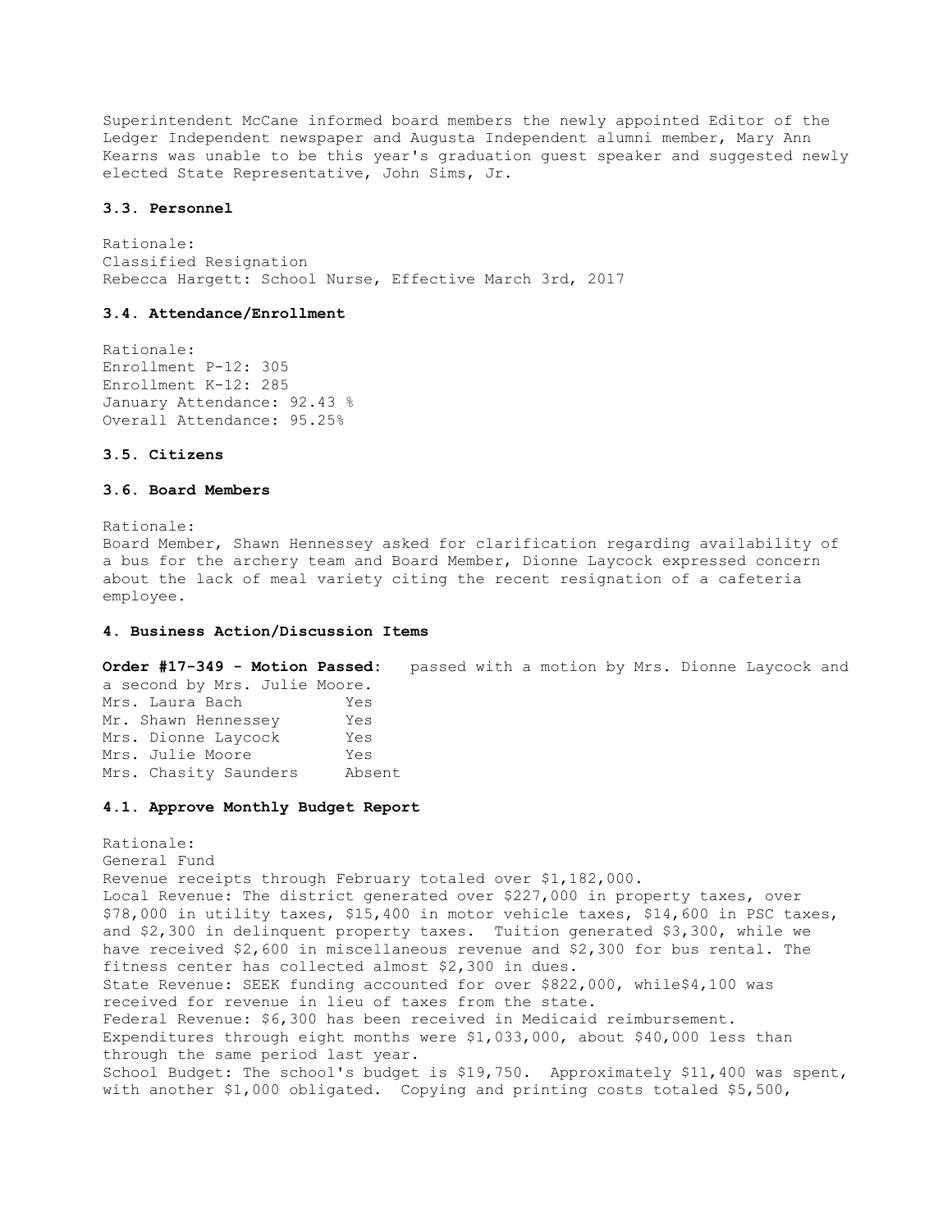Superintendent McCane informed board members the newly appointed Editor of the Ledger Independent newspaper and Augusta Independent alumni member, Mary Ann Kearns was unable to be this year's graduation guest speaker and suggested newly elected State Representative, John Sims, Jr.

### 3.3. Personnel

Rationale:
Classified Resignation
Rebecca Hargett: School Nurse, Effective March 3rd, 2017

### 3.4. Attendance/Enrollment

Rationale:
Enrollment P-12: 305
Enrollment K-12: 285
January Attendance: 92.43 %
Overall Attendance: 95.25%

### 3.5. Citizens

### 3.6. Board Members

Rationale:
Board Member, Shawn Hennessey asked for clarification regarding availability of a bus for the archery team and Board Member, Dionne Laycock expressed concern about the lack of meal variety citing the recent resignation of a cafeteria employee.

## 4. Business Action/Discussion Items

**Order #17-349 - Motion Passed:** passed with a motion by Mrs. Dionne Laycock and a second by Mrs. Julie Moore.

| | |
|---|---|
| Mrs. Laura Bach | Yes |
| Mr. Shawn Hennessey | Yes |
| Mrs. Dionne Laycock | Yes |
| Mrs. Julie Moore | Yes |
| Mrs. Chasity Saunders | Absent |

### 4.1. Approve Monthly Budget Report

Rationale:
General Fund
Revenue receipts through February totaled over $1,182,000.
Local Revenue: The district generated over $227,000 in property taxes, over $78,000 in utility taxes, $15,400 in motor vehicle taxes, $14,600 in PSC taxes, and $2,300 in delinquent property taxes. Tuition generated $3,300, while we have received $2,600 in miscellaneous revenue and $2,300 for bus rental. The fitness center has collected almost $2,300 in dues.
State Revenue: SEEK funding accounted for over $822,000, while$4,100 was received for revenue in lieu of taxes from the state.
Federal Revenue: $6,300 has been received in Medicaid reimbursement.
Expenditures through eight months were $1,033,000, about $40,000 less than through the same period last year.
School Budget: The school's budget is $19,750. Approximately $11,400 was spent, with another $1,000 obligated. Copying and printing costs totaled $5,500,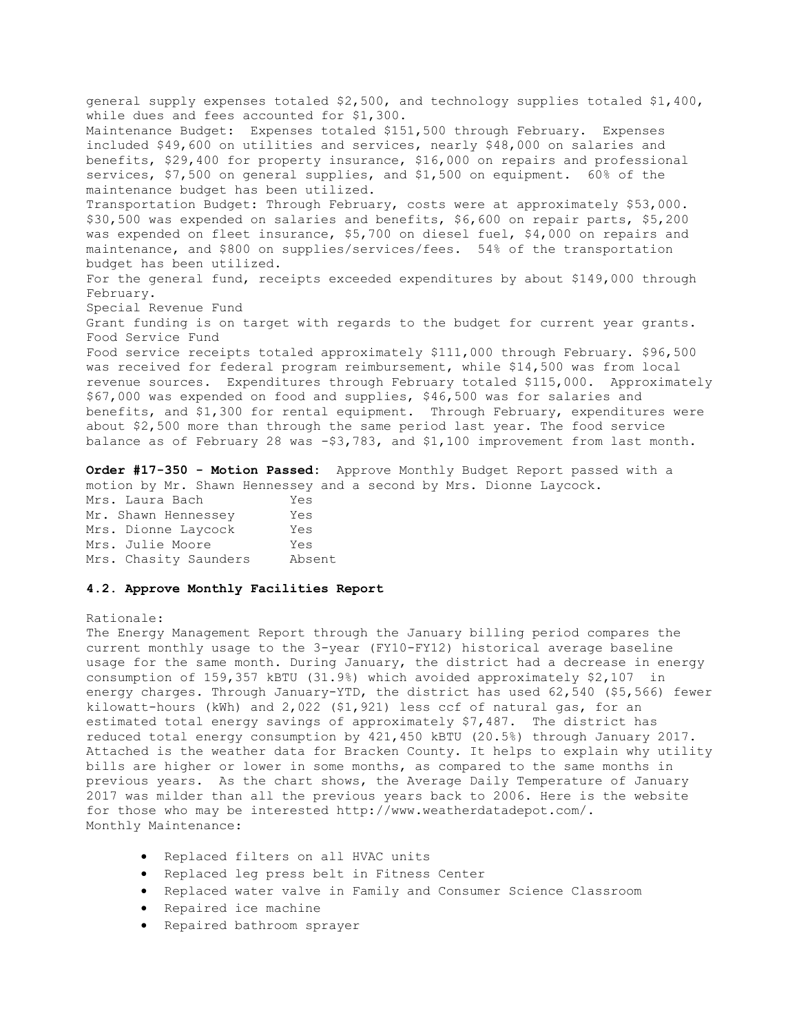general supply expenses totaled $2,500, and technology supplies totaled $1,400, while dues and fees accounted for $1,300.

Maintenance Budget: Expenses totaled $151,500 through February. Expenses included $49,600 on utilities and services, nearly $48,000 on salaries and benefits, $29,400 for property insurance, $16,000 on repairs and professional services, $7,500 on general supplies, and $1,500 on equipment. 60% of the maintenance budget has been utilized.

Transportation Budget: Through February, costs were at approximately $53,000. $30,500 was expended on salaries and benefits, $6,600 on repair parts, $5,200 was expended on fleet insurance, $5,700 on diesel fuel, $4,000 on repairs and maintenance, and $800 on supplies/services/fees. 54% of the transportation budget has been utilized.

For the general fund, receipts exceeded expenditures by about $149,000 through February.

Special Revenue Fund

Grant funding is on target with regards to the budget for current year grants.

Food Service Fund

Food service receipts totaled approximately $111,000 through February. $96,500 was received for federal program reimbursement, while $14,500 was from local revenue sources. Expenditures through February totaled $115,000. Approximately $67,000 was expended on food and supplies, $46,500 was for salaries and benefits, and $1,300 for rental equipment. Through February, expenditures were about $2,500 more than through the same period last year. The food service balance as of February 28 was -$3,783, and $1,100 improvement from last month.

**Order #17-350 - Motion Passed:** Approve Monthly Budget Report passed with a motion by Mr. Shawn Hennessey and a second by Mrs. Dionne Laycock.

| | |
|---|---|
| Mrs. Laura Bach | Yes |
| Mr. Shawn Hennessey | Yes |
| Mrs. Dionne Laycock | Yes |
| Mrs. Julie Moore | Yes |
| Mrs. Chasity Saunders | Absent |

### 4.2. Approve Monthly Facilities Report

Rationale:

The Energy Management Report through the January billing period compares the current monthly usage to the 3-year (FY10-FY12) historical average baseline usage for the same month. During January, the district had a decrease in energy consumption of 159,357 kBTU (31.9%) which avoided approximately $2,107 in energy charges. Through January-YTD, the district has used 62,540 ($5,566) fewer kilowatt-hours (kWh) and 2,022 ($1,921) less ccf of natural gas, for an estimated total energy savings of approximately $7,487. The district has reduced total energy consumption by 421,450 kBTU (20.5%) through January 2017. Attached is the weather data for Bracken County. It helps to explain why utility bills are higher or lower in some months, as compared to the same months in previous years. As the chart shows, the Average Daily Temperature of January 2017 was milder than all the previous years back to 2006. Here is the website for those who may be interested http://www.weatherdatadepot.com/.

Monthly Maintenance:

- Replaced filters on all HVAC units
- Replaced leg press belt in Fitness Center
- Replaced water valve in Family and Consumer Science Classroom
- Repaired ice machine
- Repaired bathroom sprayer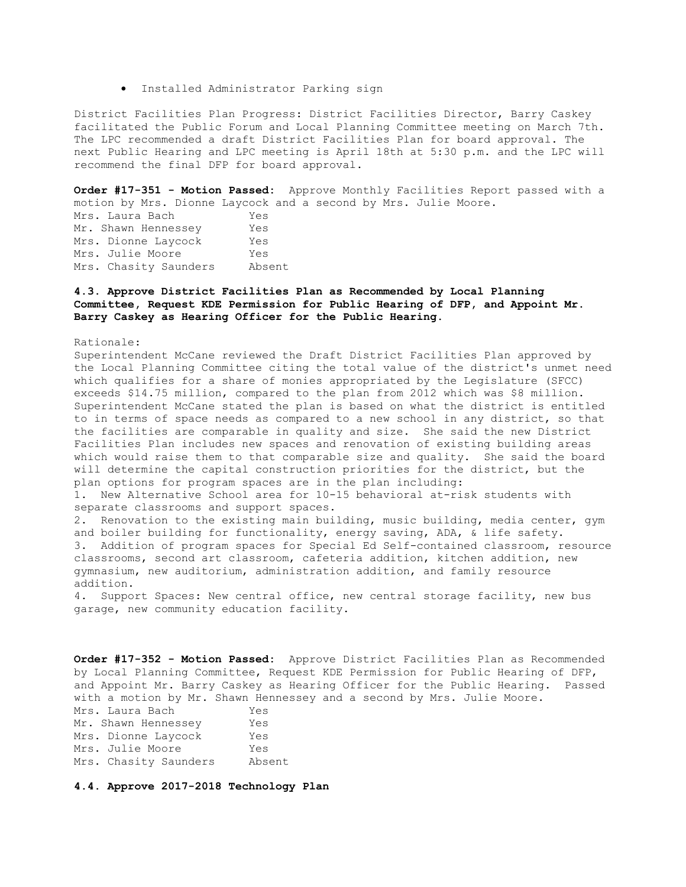- Installed Administrator Parking sign

District Facilities Plan Progress: District Facilities Director, Barry Caskey facilitated the Public Forum and Local Planning Committee meeting on March 7th. The LPC recommended a draft District Facilities Plan for board approval. The next Public Hearing and LPC meeting is April 18th at 5:30 p.m. and the LPC will recommend the final DFP for board approval.

**Order #17-351 - Motion Passed:** Approve Monthly Facilities Report passed with a motion by Mrs. Dionne Laycock and a second by Mrs. Julie Moore.

| | |
|---|---|
| Mrs. Laura Bach | Yes |
| Mr. Shawn Hennessey | Yes |
| Mrs. Dionne Laycock | Yes |
| Mrs. Julie Moore | Yes |
| Mrs. Chasity Saunders | Absent |

**4.3. Approve District Facilities Plan as Recommended by Local Planning Committee, Request KDE Permission for Public Hearing of DFP, and Appoint Mr. Barry Caskey as Hearing Officer for the Public Hearing.**

Rationale:

Superintendent McCane reviewed the Draft District Facilities Plan approved by the Local Planning Committee citing the total value of the district's unmet need which qualifies for a share of monies appropriated by the Legislature (SFCC) exceeds $14.75 million, compared to the plan from 2012 which was $8 million. Superintendent McCane stated the plan is based on what the district is entitled to in terms of space needs as compared to a new school in any district, so that the facilities are comparable in quality and size. She said the new District Facilities Plan includes new spaces and renovation of existing building areas which would raise them to that comparable size and quality. She said the board will determine the capital construction priorities for the district, but the plan options for program spaces are in the plan including:

1. New Alternative School area for 10-15 behavioral at-risk students with separate classrooms and support spaces.
2. Renovation to the existing main building, music building, media center, gym and boiler building for functionality, energy saving, ADA, & life safety.
3. Addition of program spaces for Special Ed Self-contained classroom, resource classrooms, second art classroom, cafeteria addition, kitchen addition, new gymnasium, new auditorium, administration addition, and family resource addition.
4. Support Spaces: New central office, new central storage facility, new bus garage, new community education facility.

**Order #17-352 - Motion Passed:** Approve District Facilities Plan as Recommended by Local Planning Committee, Request KDE Permission for Public Hearing of DFP, and Appoint Mr. Barry Caskey as Hearing Officer for the Public Hearing. Passed with a motion by Mr. Shawn Hennessey and a second by Mrs. Julie Moore.

| | |
|---|---|
| Mrs. Laura Bach | Yes |
| Mr. Shawn Hennessey | Yes |
| Mrs. Dionne Laycock | Yes |
| Mrs. Julie Moore | Yes |
| Mrs. Chasity Saunders | Absent |

**4.4. Approve 2017-2018 Technology Plan**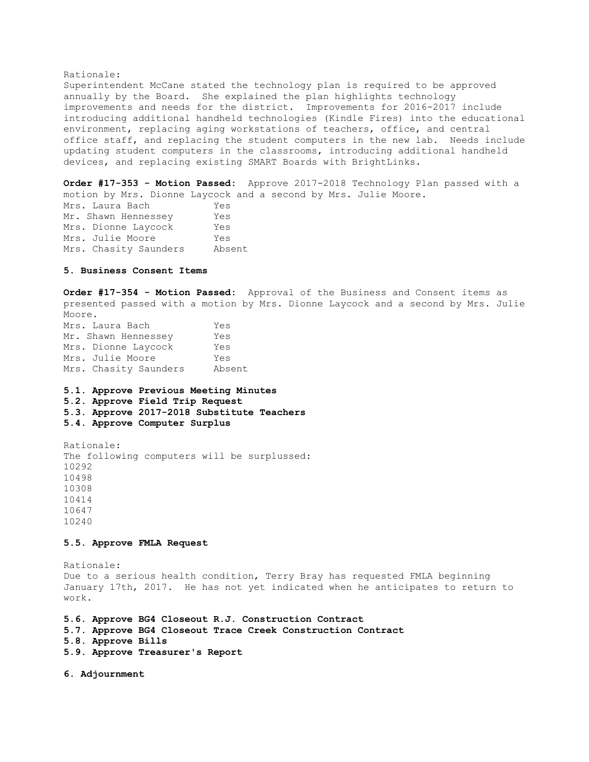Rationale:
Superintendent McCane stated the technology plan is required to be approved annually by the Board. She explained the plan highlights technology improvements and needs for the district. Improvements for 2016-2017 include introducing additional handheld technologies (Kindle Fires) into the educational environment, replacing aging workstations of teachers, office, and central office staff, and replacing the student computers in the new lab. Needs include updating student computers in the classrooms, introducing additional handheld devices, and replacing existing SMART Boards with BrightLinks.

**Order #17-353 - Motion Passed:** Approve 2017-2018 Technology Plan passed with a motion by Mrs. Dionne Laycock and a second by Mrs. Julie Moore.

| | |
|---|---|
| Mrs. Laura Bach | Yes |
| Mr. Shawn Hennessey | Yes |
| Mrs. Dionne Laycock | Yes |
| Mrs. Julie Moore | Yes |
| Mrs. Chasity Saunders | Absent |

**5. Business Consent Items**

**Order #17-354 - Motion Passed:** Approval of the Business and Consent items as presented passed with a motion by Mrs. Dionne Laycock and a second by Mrs. Julie Moore.

| | |
|---|---|
| Mrs. Laura Bach | Yes |
| Mr. Shawn Hennessey | Yes |
| Mrs. Dionne Laycock | Yes |
| Mrs. Julie Moore | Yes |
| Mrs. Chasity Saunders | Absent |

**5.1. Approve Previous Meeting Minutes**
**5.2. Approve Field Trip Request**
**5.3. Approve 2017-2018 Substitute Teachers**
**5.4. Approve Computer Surplus**

Rationale:
The following computers will be surplussed:
10292
10498
10308
10414
10647
10240

**5.5. Approve FMLA Request**

Rationale:
Due to a serious health condition, Terry Bray has requested FMLA beginning January 17th, 2017. He has not yet indicated when he anticipates to return to work.

**5.6. Approve BG4 Closeout R.J. Construction Contract**
**5.7. Approve BG4 Closeout Trace Creek Construction Contract**
**5.8. Approve Bills**
**5.9. Approve Treasurer's Report**

**6. Adjournment**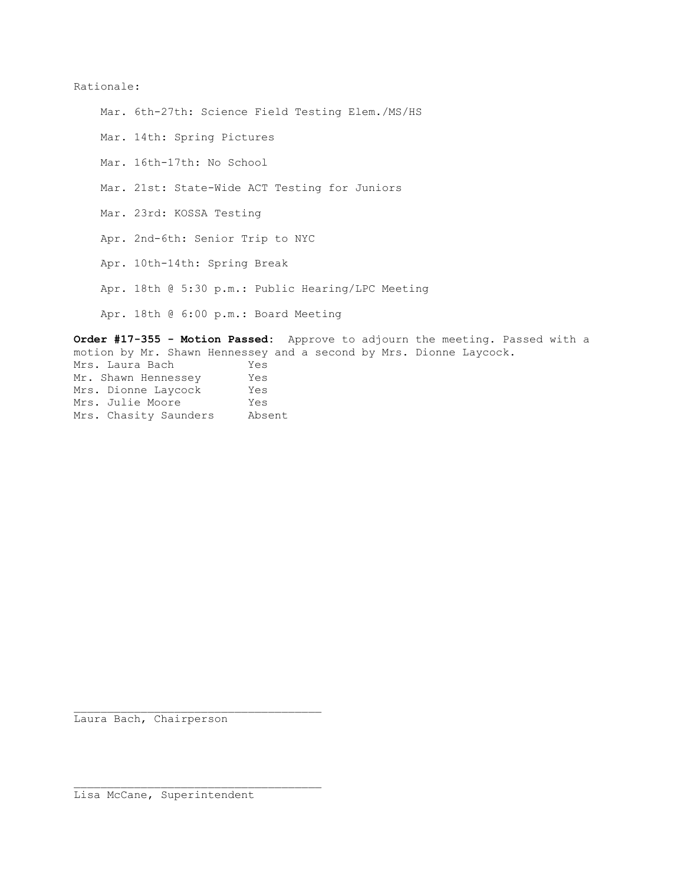Rationale:

- Mar. 6th-27th: Science Field Testing Elem./MS/HS
- Mar. 14th: Spring Pictures
- Mar. 16th-17th: No School
- Mar. 21st: State-Wide ACT Testing for Juniors
- Mar. 23rd: KOSSA Testing
- Apr. 2nd-6th: Senior Trip to NYC
- Apr. 10th-14th: Spring Break
- Apr. 18th @ 5:30 p.m.: Public Hearing/LPC Meeting
- Apr. 18th @ 6:00 p.m.: Board Meeting

**Order #17-355 - Motion Passed:** Approve to adjourn the meeting. Passed with a motion by Mr. Shawn Hennessey and a second by Mrs. Dionne Laycock.

| | |
|---|---|
| Mrs. Laura Bach | Yes |
| Mr. Shawn Hennessey | Yes |
| Mrs. Dionne Laycock | Yes |
| Mrs. Julie Moore | Yes |
| Mrs. Chasity Saunders | Absent |

_____________________________________
Laura Bach, Chairperson

_____________________________________
Lisa McCane, Superintendent